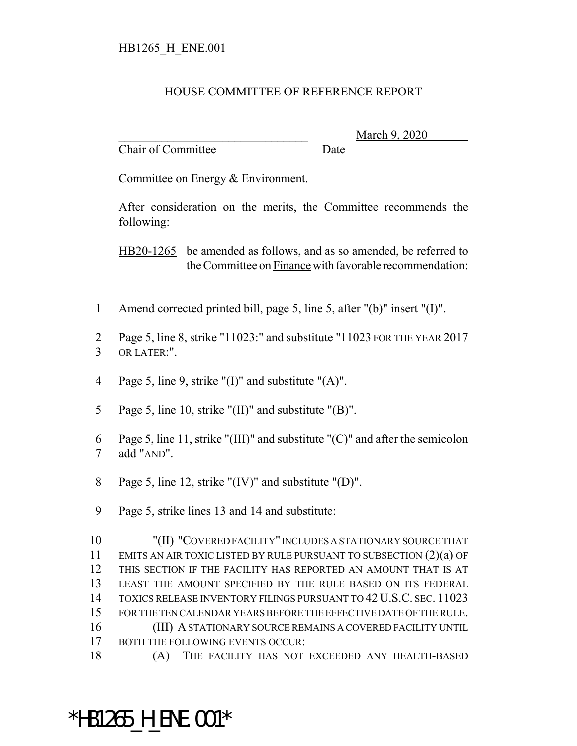HB1265_H_ENE.001

# HOUSE COMMITTEE OF REFERENCE REPORT

_______________________________ March 9, 2020

Chair of Committee Date

Committee on Energy & Environment.

After consideration on the merits, the Committee recommends the following:

HB20-1265 be amended as follows, and as so amended, be referred to the Committee on Finance with favorable recommendation:

1 Amend corrected printed bill, page 5, line 5, after "(b)" insert "(I)".

2 Page 5, line 8, strike "11023:" and substitute "11023 FOR THE YEAR 2017
3 OR LATER:".

4 Page 5, line 9, strike "(I)" and substitute "(A)".

5 Page 5, line 10, strike "(II)" and substitute "(B)".

6 Page 5, line 11, strike "(III)" and substitute "(C)" and after the semicolon
7 add "AND".

8 Page 5, line 12, strike "(IV)" and substitute "(D)".

9 Page 5, strike lines 13 and 14 and substitute:

10 "(II) "COVERED FACILITY" INCLUDES A STATIONARY SOURCE THAT
11 EMITS AN AIR TOXIC LISTED BY RULE PURSUANT TO SUBSECTION (2)(a) OF
12 THIS SECTION IF THE FACILITY HAS REPORTED AN AMOUNT THAT IS AT
13 LEAST THE AMOUNT SPECIFIED BY THE RULE BASED ON ITS FEDERAL
14 TOXICS RELEASE INVENTORY FILINGS PURSUANT TO 42 U.S.C. SEC. 11023
15 FOR THE TEN CALENDAR YEARS BEFORE THE EFFECTIVE DATE OF THE RULE.
16 (III) A STATIONARY SOURCE REMAINS A COVERED FACILITY UNTIL
17 BOTH THE FOLLOWING EVENTS OCCUR:
18 (A) THE FACILITY HAS NOT EXCEEDED ANY HEALTH-BASED

*HB1265_H_ENE.001*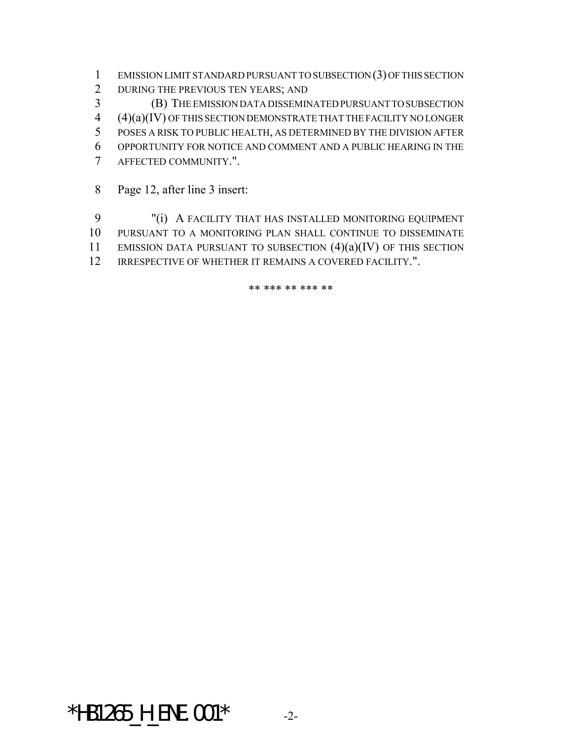EMISSION LIMIT STANDARD PURSUANT TO SUBSECTION (3) OF THIS SECTION DURING THE PREVIOUS TEN YEARS; AND

(B) THE EMISSION DATA DISSEMINATED PURSUANT TO SUBSECTION (4)(a)(IV) OF THIS SECTION DEMONSTRATE THAT THE FACILITY NO LONGER POSES A RISK TO PUBLIC HEALTH, AS DETERMINED BY THE DIVISION AFTER OPPORTUNITY FOR NOTICE AND COMMENT AND A PUBLIC HEARING IN THE AFFECTED COMMUNITY.".

Page 12, after line 3 insert:

"(i) A FACILITY THAT HAS INSTALLED MONITORING EQUIPMENT PURSUANT TO A MONITORING PLAN SHALL CONTINUE TO DISSEMINATE EMISSION DATA PURSUANT TO SUBSECTION (4)(a)(IV) OF THIS SECTION IRRESPECTIVE OF WHETHER IT REMAINS A COVERED FACILITY.".

** *** ** *** **

*HB1265_H_ENE.001*